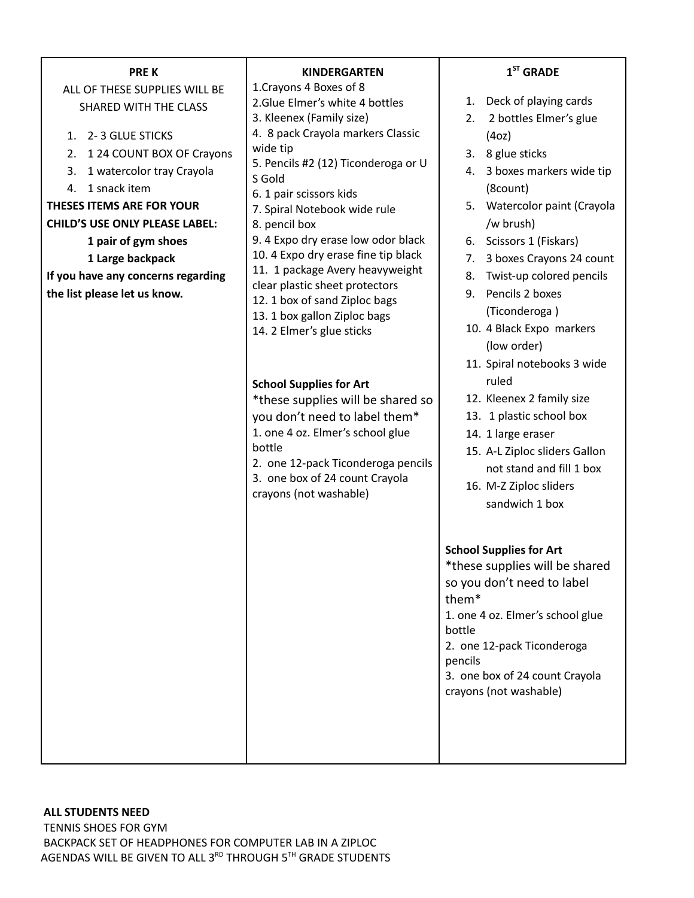| PRE K | KINDERGARTEN | 1ST GRADE |
|---|---|---|
| ALL OF THESE SUPPLIES WILL BE SHARED WITH THE CLASS<br><br>1. 2- 3 GLUE STICKS<br>2. 1 24 COUNT BOX OF Crayons<br>3. 1 watercolor tray Crayola<br>4. 1 snack item<br><br>**THESES ITEMS ARE FOR YOUR CHILD'S USE ONLY PLEASE LABEL:**<br>**1 pair of gym shoes**<br>**1 Large backpack**<br>**If you have any concerns regarding the list please let us know.** | 1.Crayons 4 Boxes of 8<br>2.Glue Elmer's white 4 bottles<br>3. Kleenex (Family size)<br>4. 8 pack Crayola markers Classic wide tip<br>5. Pencils #2 (12) Ticonderoga or U S Gold<br>6. 1 pair scissors kids<br>7. Spiral Notebook wide rule<br>8. pencil box<br>9. 4 Expo dry erase low odor black<br>10. 4 Expo dry erase fine tip black<br>11. 1 package Avery heavyweight clear plastic sheet protectors<br>12. 1 box of sand Ziploc bags<br>13. 1 box gallon Ziploc bags<br>14. 2 Elmer's glue sticks<br><br>**School Supplies for Art**<br>*these supplies will be shared so you don't need to label them*<br>1. one 4 oz. Elmer's school glue bottle<br>2. one 12-pack Ticonderoga pencils<br>3. one box of 24 count Crayola crayons (not washable) | 1. Deck of playing cards<br>2. 2 bottles Elmer's glue (4oz)<br>3. 8 glue sticks<br>4. 3 boxes markers wide tip (8count)<br>5. Watercolor paint (Crayola /w brush)<br>6. Scissors 1 (Fiskars)<br>7. 3 boxes Crayons 24 count<br>8. Twist-up colored pencils<br>9. Pencils 2 boxes (Ticonderoga )<br>10. 4 Black Expo markers (low order)<br>11. Spiral notebooks 3 wide ruled<br>12. Kleenex 2 family size<br>13. 1 plastic school box<br>14. 1 large eraser<br>15. A-L Ziploc sliders Gallon not stand and fill 1 box<br>16. M-Z Ziploc sliders sandwich 1 box<br><br>**School Supplies for Art**<br>*these supplies will be shared so you don't need to label them*<br>1. one 4 oz. Elmer's school glue bottle<br>2. one 12-pack Ticonderoga pencils<br>3. one box of 24 count Crayola crayons (not washable) |

**ALL STUDENTS NEED**

TENNIS SHOES FOR GYM

BACKPACK SET OF HEADPHONES FOR COMPUTER LAB IN A ZIPLOC

AGENDAS WILL BE GIVEN TO ALL 3RD THROUGH 5TH GRADE STUDENTS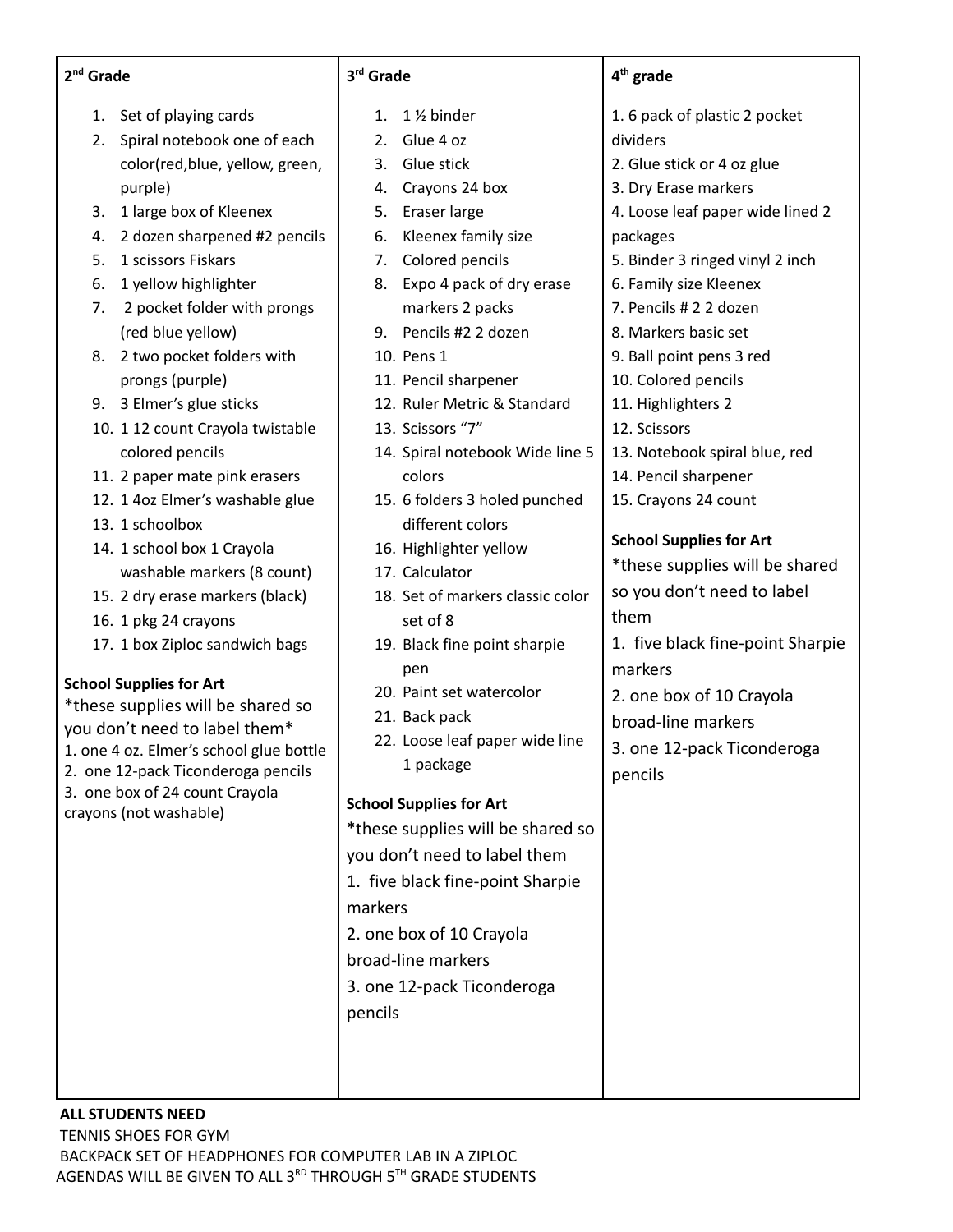## 2[nd] Grade

1. Set of playing cards
2. Spiral notebook one of each color(red,blue, yellow, green, purple)
3. 1 large box of Kleenex
4. 2 dozen sharpened #2 pencils
5. 1 scissors Fiskars
6. 1 yellow highlighter
7. 2 pocket folder with prongs (red blue yellow)
8. 2 two pocket folders with prongs (purple)
9. 3 Elmer's glue sticks
10. 1 12 count Crayola twistable colored pencils
11. 2 paper mate pink erasers
12. 1 4oz Elmer's washable glue
13. 1 schoolbox
14. 1 school box 1 Crayola washable markers (8 count)
15. 2 dry erase markers (black)
16. 1 pkg 24 crayons
17. 1 box Ziploc sandwich bags

**School Supplies for Art**

*these supplies will be shared so you don't need to label them*

1. one 4 oz. Elmer's school glue bottle
2. one 12-pack Ticonderoga pencils
3. one box of 24 count Crayola crayons (not washable)

## 3[rd] Grade

1. 1 ½ binder
2. Glue 4 oz
3. Glue stick
4. Crayons 24 box
5. Eraser large
6. Kleenex family size
7. Colored pencils
8. Expo 4 pack of dry erase markers 2 packs
9. Pencils #2 2 dozen
10. Pens 1
11. Pencil sharpener
12. Ruler Metric & Standard
13. Scissors "7"
14. Spiral notebook Wide line 5 colors
15. 6 folders 3 holed punched different colors
16. Highlighter yellow
17. Calculator
18. Set of markers classic color set of 8
19. Black fine point sharpie pen
20. Paint set watercolor
21. Back pack
22. Loose leaf paper wide line 1 package

**School Supplies for Art**

*these supplies will be shared so you don't need to label them

1. five black fine-point Sharpie markers
2. one box of 10 Crayola broad-line markers
3. one 12-pack Ticonderoga pencils

## 4[th] grade

1. 6 pack of plastic 2 pocket dividers
2. Glue stick or 4 oz glue
3. Dry Erase markers
4. Loose leaf paper wide lined 2 packages
5. Binder 3 ringed vinyl 2 inch
6. Family size Kleenex
7. Pencils # 2 2 dozen
8. Markers basic set
9. Ball point pens 3 red
10. Colored pencils
11. Highlighters 2
12. Scissors
13. Notebook spiral blue, red
14. Pencil sharpener
15. Crayons 24 count

**School Supplies for Art**

*these supplies will be shared so you don't need to label them

1. five black fine-point Sharpie markers
2. one box of 10 Crayola broad-line markers
3. one 12-pack Ticonderoga pencils

**ALL STUDENTS NEED**

TENNIS SHOES FOR GYM

BACKPACK SET OF HEADPHONES FOR COMPUTER LAB IN A ZIPLOC

AGENDAS WILL BE GIVEN TO ALL 3[RD] THROUGH 5[TH] GRADE STUDENTS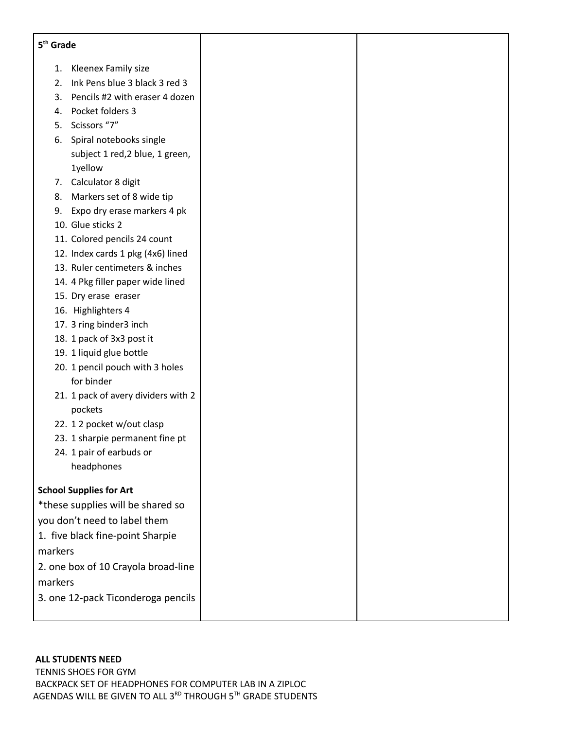| 5th Grade | | |
| --- | --- | --- |
| 1. Kleenex Family size<br>2. Ink Pens blue 3 black 3 red 3<br>3. Pencils #2 with eraser 4 dozen<br>4. Pocket folders 3<br>5. Scissors "7"<br>6. Spiral notebooks single subject 1 red,2 blue, 1 green, 1yellow<br>7. Calculator 8 digit<br>8. Markers set of 8 wide tip<br>9. Expo dry erase markers 4 pk<br>10. Glue sticks 2<br>11. Colored pencils 24 count<br>12. Index cards 1 pkg (4x6) lined<br>13. Ruler centimeters & inches<br>14. 4 Pkg filler paper wide lined<br>15. Dry erase eraser<br>16. Highlighters 4<br>17. 3 ring binder3 inch<br>18. 1 pack of 3x3 post it<br>19. 1 liquid glue bottle<br>20. 1 pencil pouch with 3 holes for binder<br>21. 1 pack of avery dividers with 2 pockets<br>22. 1 2 pocket w/out clasp<br>23. 1 sharpie permanent fine pt<br>24. 1 pair of earbuds or headphones<br><br>**School Supplies for Art**<br>*these supplies will be shared so you don't need to label them<br>1. five black fine-point Sharpie markers<br>2. one box of 10 Crayola broad-line markers<br>3. one 12-pack Ticonderoga pencils | | |

**ALL STUDENTS NEED**

TENNIS SHOES FOR GYM

BACKPACK SET OF HEADPHONES FOR COMPUTER LAB IN A ZIPLOC

AGENDAS WILL BE GIVEN TO ALL 3RD THROUGH 5TH GRADE STUDENTS